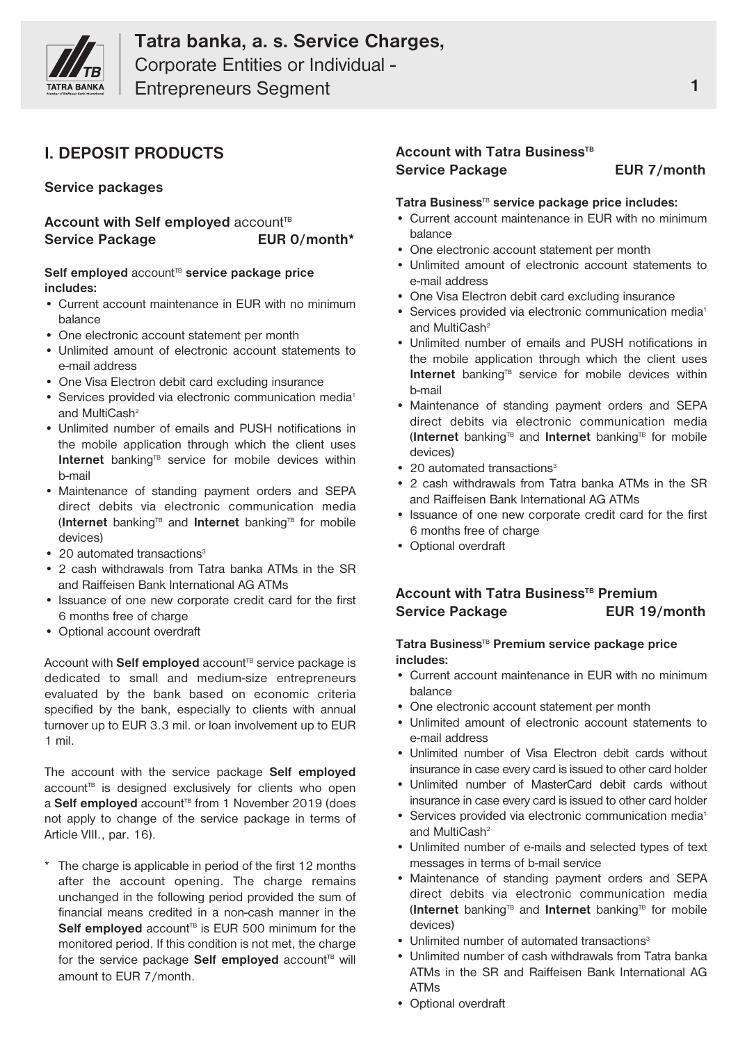## I. DEPOSIT PRODUCTS

### Service packages

**Account with Self employed** account[TB]
**Service Package** **EUR 0/month***

**Self employed** account[TB] **service package price includes:**

- Current account maintenance in EUR with no minimum balance
- One electronic account statement per month
- Unlimited amount of electronic account statements to e-mail address
- One Visa Electron debit card excluding insurance
- Services provided via electronic communication media[1] and MultiCash[2]
- Unlimited number of emails and PUSH notifications in the mobile application through which the client uses **Internet** banking[TB] service for mobile devices within b-mail
- Maintenance of standing payment orders and SEPA direct debits via electronic communication media (**Internet** banking[TB] and **Internet** banking[TB] for mobile devices)
- 20 automated transactions[3]
- 2 cash withdrawals from Tatra banka ATMs in the SR and Raiffeisen Bank International AG ATMs
- Issuance of one new corporate credit card for the first 6 months free of charge
- Optional account overdraft

Account with **Self employed** account[TB] service package is dedicated to small and medium-size entrepreneurs evaluated by the bank based on economic criteria specified by the bank, especially to clients with annual turnover up to EUR 3.3 mil. or loan involvement up to EUR 1 mil.

The account with the service package **Self employed** account[TB] is designed exclusively for clients who open a **Self employed** account[TB] from 1 November 2019 (does not apply to change of the service package in terms of Article VIII., par. 16).

\* The charge is applicable in period of the first 12 months after the account opening. The charge remains unchanged in the following period provided the sum of financial means credited in a non-cash manner in the **Self employed** account[TB] is EUR 500 minimum for the monitored period. If this condition is not met, the charge for the service package **Self employed** account[TB] will amount to EUR 7/month.

**Account with Tatra Business[TB]**
**Service Package** **EUR 7/month**

**Tatra Business[TB] service package price includes:**

- Current account maintenance in EUR with no minimum balance
- One electronic account statement per month
- Unlimited amount of electronic account statements to e-mail address
- One Visa Electron debit card excluding insurance
- Services provided via electronic communication media[1] and MultiCash[2]
- Unlimited number of emails and PUSH notifications in the mobile application through which the client uses **Internet** banking[TB] service for mobile devices within b-mail
- Maintenance of standing payment orders and SEPA direct debits via electronic communication media (**Internet** banking[TB] and **Internet** banking[TB] for mobile devices)
- 20 automated transactions[3]
- 2 cash withdrawals from Tatra banka ATMs in the SR and Raiffeisen Bank International AG ATMs
- Issuance of one new corporate credit card for the first 6 months free of charge
- Optional overdraft

**Account with Tatra Business[TB] Premium**
**Service Package** **EUR 19/month**

**Tatra Business[TB] Premium service package price includes:**

- Current account maintenance in EUR with no minimum balance
- One electronic account statement per month
- Unlimited amount of electronic account statements to e-mail address
- Unlimited number of Visa Electron debit cards without insurance in case every card is issued to other card holder
- Unlimited number of MasterCard debit cards without insurance in case every card is issued to other card holder
- Services provided via electronic communication media[1] and MultiCash[2]
- Unlimited number of e-mails and selected types of text messages in terms of b-mail service
- Maintenance of standing payment orders and SEPA direct debits via electronic communication media (**Internet** banking[TB] and **Internet** banking[TB] for mobile devices)
- Unlimited number of automated transactions[3]
- Unlimited number of cash withdrawals from Tatra banka ATMs in the SR and Raiffeisen Bank International AG ATMs
- Optional overdraft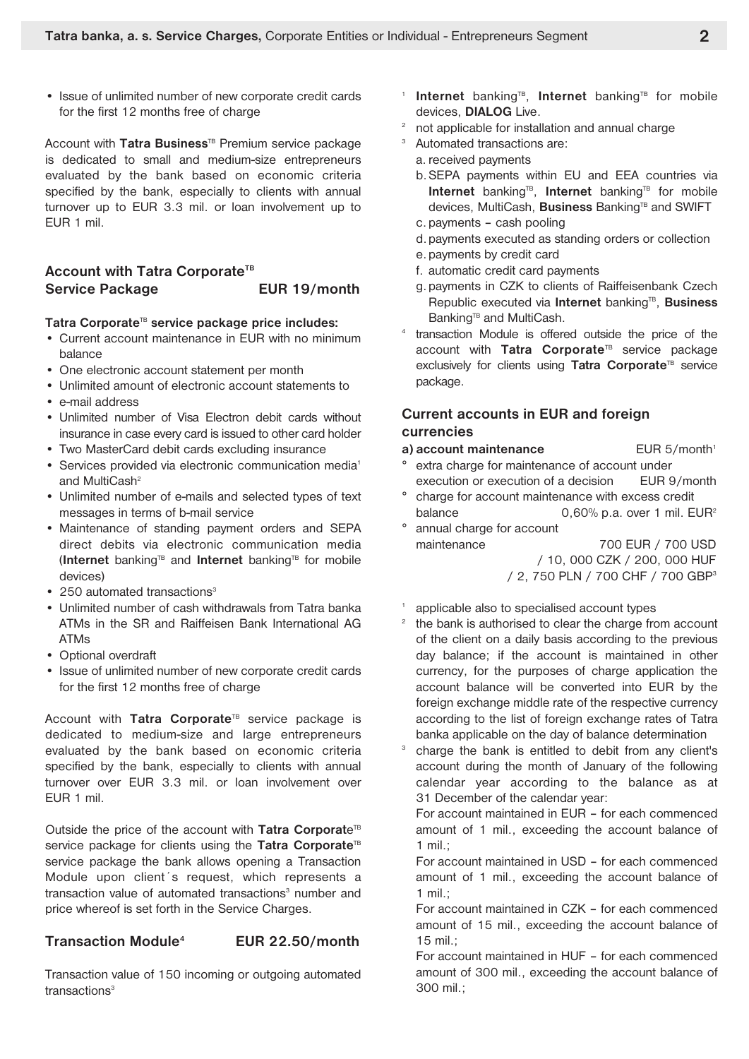- Issue of unlimited number of new corporate credit cards for the first 12 months free of charge

Account with **Tatra Business**TB Premium service package is dedicated to small and medium-size entrepreneurs evaluated by the bank based on economic criteria specified by the bank, especially to clients with annual turnover up to EUR 3.3 mil. or loan involvement up to EUR 1 mil.

### Account with Tatra CorporateTB Service Package — EUR 19/month

**Tatra Corporate**TB **service package price includes:**

- Current account maintenance in EUR with no minimum balance
- One electronic account statement per month
- Unlimited amount of electronic account statements to
- e-mail address
- Unlimited number of Visa Electron debit cards without insurance in case every card is issued to other card holder
- Two MasterCard debit cards excluding insurance
- Services provided via electronic communication media[1] and MultiCash[2]
- Unlimited number of e-mails and selected types of text messages in terms of b-mail service
- Maintenance of standing payment orders and SEPA direct debits via electronic communication media (**Internet** bankingTB and **Internet** bankingTB for mobile devices)
- 250 automated transactions[3]
- Unlimited number of cash withdrawals from Tatra banka ATMs in the SR and Raiffeisen Bank International AG ATMs
- Optional overdraft
- Issue of unlimited number of new corporate credit cards for the first 12 months free of charge

Account with **Tatra Corporate**TB service package is dedicated to medium-size and large entrepreneurs evaluated by the bank based on economic criteria specified by the bank, especially to clients with annual turnover over EUR 3.3 mil. or loan involvement over EUR 1 mil.

Outside the price of the account with **Tatra Corporate**TB service package for clients using the **Tatra Corporate**TB service package the bank allows opening a Transaction Module upon client´s request, which represents a transaction value of automated transactions[3] number and price whereof is set forth in the Service Charges.

### Transaction Module[4] — EUR 22.50/month

Transaction value of 150 incoming or outgoing automated transactions[3]

[1] **Internet** bankingTB, **Internet** bankingTB for mobile devices, **DIALOG** Live.
[2] not applicable for installation and annual charge
[3] Automated transactions are:
a. received payments
b. SEPA payments within EU and EEA countries via **Internet** bankingTB, **Internet** bankingTB for mobile devices, MultiCash, **Business** BankingTB and SWIFT
c. payments – cash pooling
d. payments executed as standing orders or collection
e. payments by credit card
f. automatic credit card payments
g. payments in CZK to clients of Raiffeisenbank Czech Republic executed via **Internet** bankingTB, **Business** BankingTB and MultiCash.
[4] transaction Module is offered outside the price of the account with **Tatra Corporate**TB service package exclusively for clients using **Tatra Corporate**TB service package.

### Current accounts in EUR and foreign currencies

**a) account maintenance** — EUR 5/month[1]

° extra charge for maintenance of account under execution or execution of a decision — EUR 9/month
° charge for account maintenance with excess credit balance — 0,60% p.a. over 1 mil. EUR[2]
° annual charge for account maintenance — 700 EUR / 700 USD / 10, 000 CZK / 200, 000 HUF / 2, 750 PLN / 700 CHF / 700 GBP[3]

[1] applicable also to specialised account types
[2] the bank is authorised to clear the charge from account of the client on a daily basis according to the previous day balance; if the account is maintained in other currency, for the purposes of charge application the account balance will be converted into EUR by the foreign exchange middle rate of the respective currency according to the list of foreign exchange rates of Tatra banka applicable on the day of balance determination
[3] charge the bank is entitled to debit from any client's account during the month of January of the following calendar year according to the balance as at 31 December of the calendar year:
For account maintained in EUR – for each commenced amount of 1 mil., exceeding the account balance of 1 mil.;
For account maintained in USD – for each commenced amount of 1 mil., exceeding the account balance of 1 mil.;
For account maintained in CZK – for each commenced amount of 15 mil., exceeding the account balance of 15 mil.;
For account maintained in HUF – for each commenced amount of 300 mil., exceeding the account balance of 300 mil.;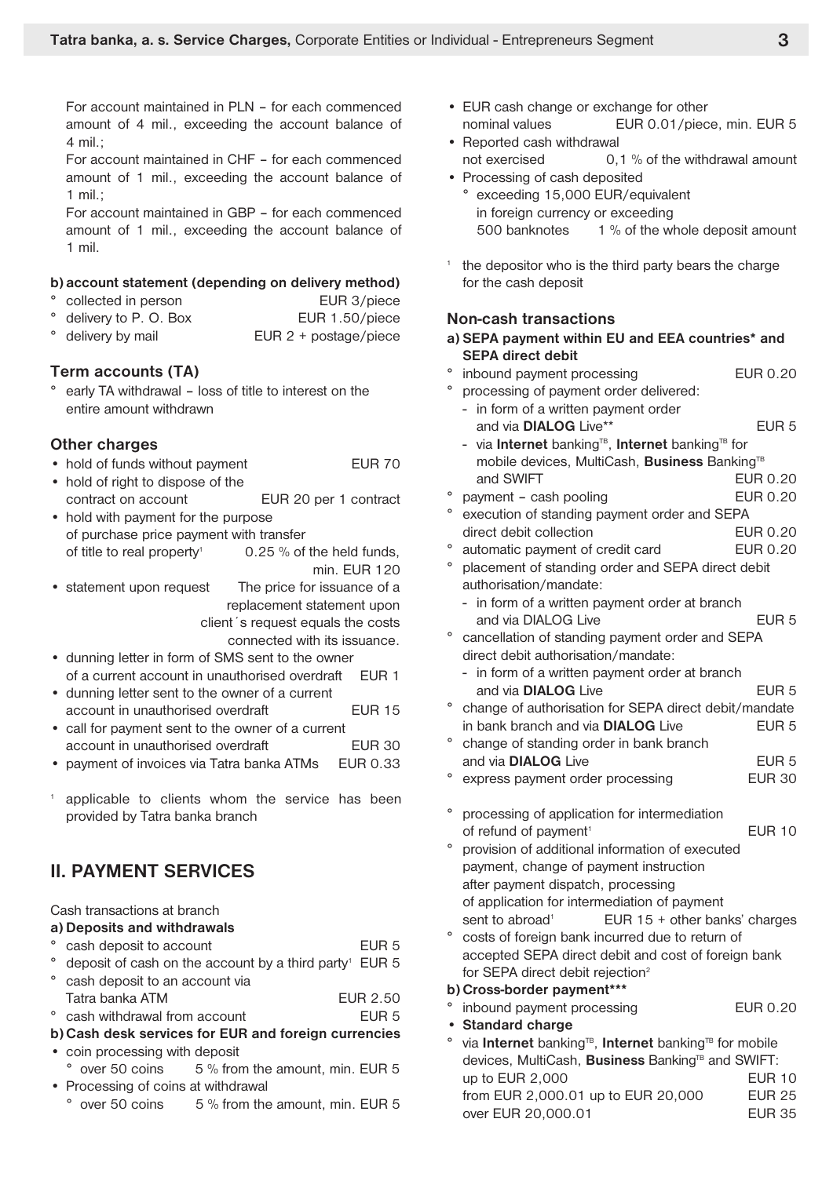For account maintained in PLN – for each commenced amount of 4 mil., exceeding the account balance of 4 mil.;

For account maintained in CHF – for each commenced amount of 1 mil., exceeding the account balance of 1 mil.;

For account maintained in GBP – for each commenced amount of 1 mil., exceeding the account balance of 1 mil.

**b) account statement (depending on delivery method)**

- collected in person — EUR 3/piece
- delivery to P. O. Box — EUR 1.50/piece
- delivery by mail — EUR 2 + postage/piece

### Term accounts (TA)

- early TA withdrawal – loss of title to interest on the entire amount withdrawn

### Other charges

- hold of funds without payment — EUR 70
- hold of right to dispose of the contract on account — EUR 20 per 1 contract
- hold with payment for the purpose of purchase price payment with transfer of title to real property[1] — 0.25 % of the held funds, min. EUR 120
- statement upon request — The price for issuance of a replacement statement upon client´s request equals the costs connected with its issuance.
- dunning letter in form of SMS sent to the owner of a current account in unauthorised overdraft — EUR 1
- dunning letter sent to the owner of a current account in unauthorised overdraft — EUR 15
- call for payment sent to the owner of a current account in unauthorised overdraft — EUR 30
- payment of invoices via Tatra banka ATMs — EUR 0.33

[1] applicable to clients whom the service has been provided by Tatra banka branch

## II. PAYMENT SERVICES

Cash transactions at branch

**a) Deposits and withdrawals**

- cash deposit to account — EUR 5
- deposit of cash on the account by a third party[1] — EUR 5
- cash deposit to an account via Tatra banka ATM — EUR 2.50
- cash withdrawal from account — EUR 5

**b) Cash desk services for EUR and foreign currencies**

- coin processing with deposit
  - over 50 coins — 5 % from the amount, min. EUR 5
- Processing of coins at withdrawal
  - over 50 coins — 5 % from the amount, min. EUR 5
- EUR cash change or exchange for other nominal values — EUR 0.01/piece, min. EUR 5
- Reported cash withdrawal not exercised — 0,1 % of the withdrawal amount
- Processing of cash deposited
  - exceeding 15,000 EUR/equivalent in foreign currency or exceeding 500 banknotes — 1 % of the whole deposit amount

[1] the depositor who is the third party bears the charge for the cash deposit

### Non-cash transactions

**a) SEPA payment within EU and EEA countries* and SEPA direct debit**

- inbound payment processing — EUR 0.20
- processing of payment order delivered:
  - in form of a written payment order and via **DIALOG** Live** — EUR 5
  - via **Internet** banking[TB], **Internet** banking[TB] for mobile devices, MultiCash, **Business** Banking[TB] and SWIFT — EUR 0.20
- payment – cash pooling — EUR 0.20
- execution of standing payment order and SEPA direct debit collection — EUR 0.20
- automatic payment of credit card — EUR 0.20
- placement of standing order and SEPA direct debit authorisation/mandate:
  - in form of a written payment order at branch and via DIALOG Live — EUR 5
- cancellation of standing payment order and SEPA direct debit authorisation/mandate:
  - in form of a written payment order at branch and via **DIALOG** Live — EUR 5
- change of authorisation for SEPA direct debit/mandate in bank branch and via **DIALOG** Live — EUR 5
- change of standing order in bank branch and via **DIALOG** Live — EUR 5
- express payment order processing — EUR 30
- processing of application for intermediation of refund of payment[1] — EUR 10
- provision of additional information of executed payment, change of payment instruction after payment dispatch, processing of application for intermediation of payment sent to abroad[1] — EUR 15 + other banks' charges
- costs of foreign bank incurred due to return of accepted SEPA direct debit and cost of foreign bank for SEPA direct debit rejection[2]

**b) Cross-border payment*****

- inbound payment processing — EUR 0.20
- **Standard charge**
  - via **Internet** banking[TB], **Internet** banking[TB] for mobile devices, MultiCash, **Business** Banking[TB] and SWIFT:
    - up to EUR 2,000 — EUR 10
    - from EUR 2,000.01 up to EUR 20,000 — EUR 25
    - over EUR 20,000.01 — EUR 35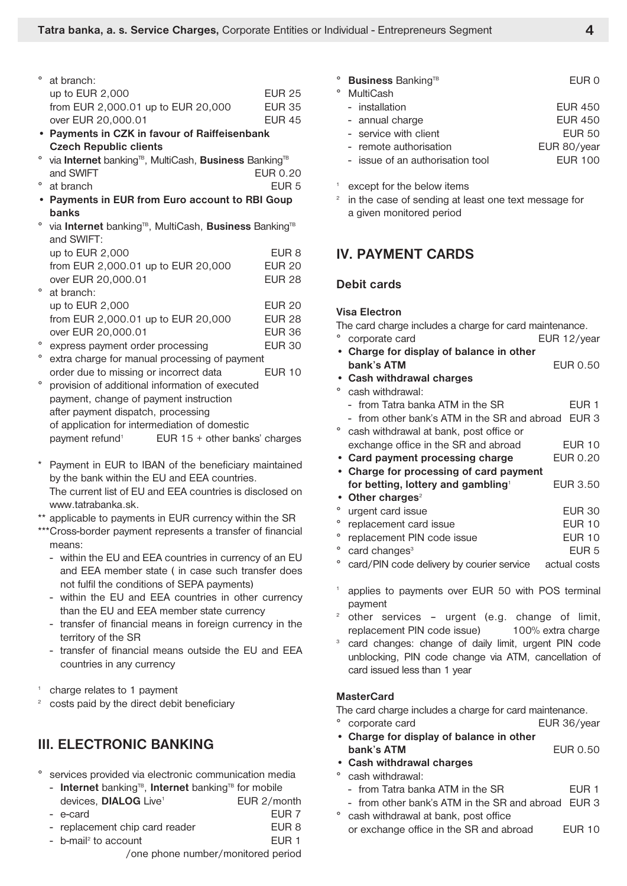° at branch:
  up to EUR 2,000 — EUR 25
  from EUR 2,000.01 up to EUR 20,000 — EUR 35
  over EUR 20,000.01 — EUR 45

- **Payments in CZK in favour of Raiffeisenbank Czech Republic clients**

° via **Internet** banking^TB, MultiCash, **Business** Banking^TB and SWIFT — EUR 0.20

° at branch — EUR 5

- **Payments in EUR from Euro account to RBI Goup banks**

° via **Internet** banking^TB, MultiCash, **Business** Banking^TB and SWIFT:
  up to EUR 2,000 — EUR 8
  from EUR 2,000.01 up to EUR 20,000 — EUR 20
  over EUR 20,000.01 — EUR 28

° at branch:
  up to EUR 2,000 — EUR 20
  from EUR 2,000.01 up to EUR 20,000 — EUR 28
  over EUR 20,000.01 — EUR 36

° express payment order processing — EUR 30

° extra charge for manual processing of payment order due to missing or incorrect data — EUR 10

° provision of additional information of executed payment, change of payment instruction after payment dispatch, processing of application for intermediation of domestic payment refund[1] — EUR 15 + other banks' charges

\* Payment in EUR to IBAN of the beneficiary maintained by the bank within the EU and EEA countries. The current list of EU and EEA countries is disclosed on www.tatrabanka.sk.

\*\* applicable to payments in EUR currency within the SR

\*\*\*Cross-border payment represents a transfer of financial means:

- within the EU and EEA countries in currency of an EU and EEA member state ( in case such transfer does not fulfil the conditions of SEPA payments)
- within the EU and EEA countries in other currency than the EU and EEA member state currency
- transfer of financial means in foreign currency in the territory of the SR
- transfer of financial means outside the EU and EEA countries in any currency

[1] charge relates to 1 payment

[2] costs paid by the direct debit beneficiary

## III. ELECTRONIC BANKING

° services provided via electronic communication media
  - **Internet** banking^TB, **Internet** banking^TB for mobile devices, **DIALOG** Live[1] — EUR 2/month
  - e-card — EUR 7
  - replacement chip card reader — EUR 8
  - b-mail[2] to account — EUR 1 /one phone number/monitored period

° **Business** Banking^TB — EUR 0

° MultiCash
  - installation — EUR 450
  - annual charge — EUR 450
  - service with client — EUR 50
  - remote authorisation — EUR 80/year
  - issue of an authorisation tool — EUR 100

[1] except for the below items

[2] in the case of sending at least one text message for a given monitored period

## IV. PAYMENT CARDS

### Debit cards

#### Visa Electron

The card charge includes a charge for card maintenance.

° corporate card — EUR 12/year

- **Charge for display of balance in other bank's ATM** — EUR 0.50
- **Cash withdrawal charges**

° cash withdrawal:
  - from Tatra banka ATM in the SR — EUR 1
  - from other bank's ATM in the SR and abroad — EUR 3

° cash withdrawal at bank, post office or exchange office in the SR and abroad — EUR 10

- **Card payment processing charge** — EUR 0.20
- **Charge for processing of card payment for betting, lottery and gambling**[1] — EUR 3.50
- **Other charges**[2]

° urgent card issue — EUR 30

° replacement card issue — EUR 10

° replacement PIN code issue — EUR 10

° card changes[3] — EUR 5

° card/PIN code delivery by courier service — actual costs

[1] applies to payments over EUR 50 with POS terminal payment

[2] other services – urgent (e.g. change of limit, replacement PIN code issue) — 100% extra charge

[3] card changes: change of daily limit, urgent PIN code unblocking, PIN code change via ATM, cancellation of card issued less than 1 year

#### MasterCard

The card charge includes a charge for card maintenance.

° corporate card — EUR 36/year

- **Charge for display of balance in other bank's ATM** — EUR 0.50
- **Cash withdrawal charges**

° cash withdrawal:
  - from Tatra banka ATM in the SR — EUR 1
  - from other bank's ATM in the SR and abroad — EUR 3

° cash withdrawal at bank, post office or exchange office in the SR and abroad — EUR 10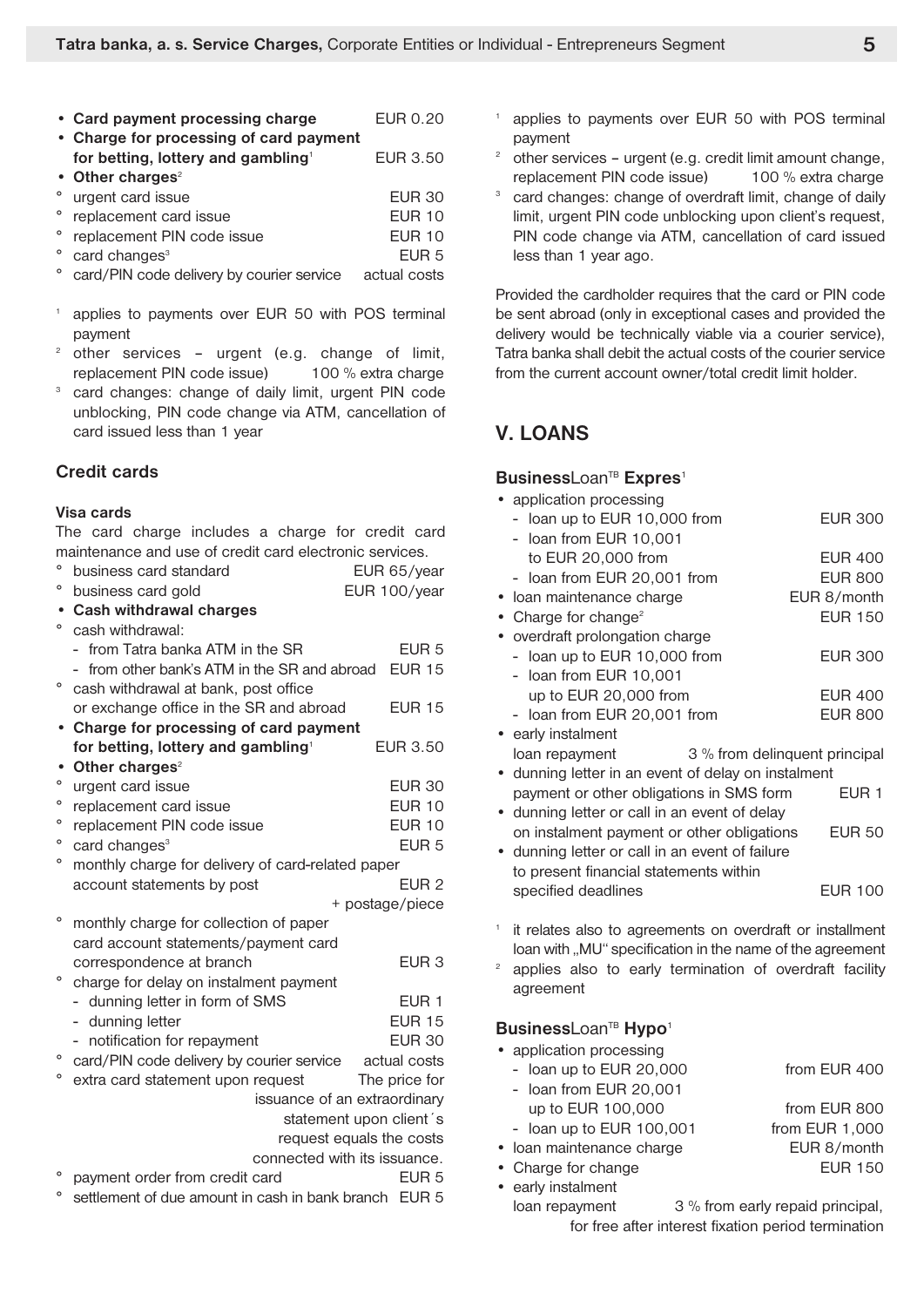- **Card payment processing charge** EUR 0.20
- **Charge for processing of card payment for betting, lottery and gambling**[1] EUR 3.50
- **Other charges**[2]
  - urgent card issue EUR 30
  - replacement card issue EUR 10
  - replacement PIN code issue EUR 10
  - card changes[3] EUR 5
  - card/PIN code delivery by courier service actual costs

[1] applies to payments over EUR 50 with POS terminal payment

[2] other services – urgent (e.g. change of limit, replacement PIN code issue) 100 % extra charge

[3] card changes: change of daily limit, urgent PIN code unblocking, PIN code change via ATM, cancellation of card issued less than 1 year

### Credit cards

#### Visa cards

The card charge includes a charge for credit card maintenance and use of credit card electronic services.

- business card standard EUR 65/year
- business card gold EUR 100/year
- **Cash withdrawal charges**
  - cash withdrawal:
    - from Tatra banka ATM in the SR EUR 5
    - from other bank's ATM in the SR and abroad EUR 15
  - cash withdrawal at bank, post office or exchange office in the SR and abroad EUR 15
- **Charge for processing of card payment for betting, lottery and gambling**[1] EUR 3.50
- **Other charges**[2]
  - urgent card issue EUR 30
  - replacement card issue EUR 10
  - replacement PIN code issue EUR 10
  - card changes[3] EUR 5
  - monthly charge for delivery of card-related paper account statements by post EUR 2 + postage/piece
  - monthly charge for collection of paper card account statements/payment card correspondence at branch EUR 3
  - charge for delay on instalment payment
    - dunning letter in form of SMS EUR 1
    - dunning letter EUR 15
    - notification for repayment EUR 30
  - card/PIN code delivery by courier service actual costs
  - extra card statement upon request The price for issuance of an extraordinary statement upon client´s request equals the costs connected with its issuance.
  - payment order from credit card EUR 5
  - settlement of due amount in cash in bank branch EUR 5

[1] applies to payments over EUR 50 with POS terminal payment

[2] other services – urgent (e.g. credit limit amount change, replacement PIN code issue) 100 % extra charge

[3] card changes: change of overdraft limit, change of daily limit, urgent PIN code unblocking upon client's request, PIN code change via ATM, cancellation of card issued less than 1 year ago.

Provided the cardholder requires that the card or PIN code be sent abroad (only in exceptional cases and provided the delivery would be technically viable via a courier service), Tatra banka shall debit the actual costs of the courier service from the current account owner/total credit limit holder.

## V. LOANS

### **Business**Loan[TB] **Expres**[1]

- application processing
  - loan up to EUR 10,000 from EUR 300
  - loan from EUR 10,001 to EUR 20,000 from EUR 400
  - loan from EUR 20,001 from EUR 800
- loan maintenance charge EUR 8/month
- Charge for change[2] EUR 150
- overdraft prolongation charge
  - loan up to EUR 10,000 from EUR 300
  - loan from EUR 10,001 up to EUR 20,000 from EUR 400
  - loan from EUR 20,001 from EUR 800
- early instalment loan repayment 3 % from delinquent principal
- dunning letter in an event of delay on instalment payment or other obligations in SMS form EUR 1
- dunning letter or call in an event of delay on instalment payment or other obligations EUR 50
- dunning letter or call in an event of failure to present financial statements within specified deadlines EUR 100

[1] it relates also to agreements on overdraft or installment loan with „MU" specification in the name of the agreement

[2] applies also to early termination of overdraft facility agreement

### **Business**Loan[TB] **Hypo**[1]

- application processing
  - loan up to EUR 20,000 from EUR 400
  - loan from EUR 20,001 up to EUR 100,000 from EUR 800
  - loan up to EUR 100,001 from EUR 1,000
- loan maintenance charge EUR 8/month
- Charge for change EUR 150
- early instalment loan repayment 3 % from early repaid principal, for free after interest fixation period termination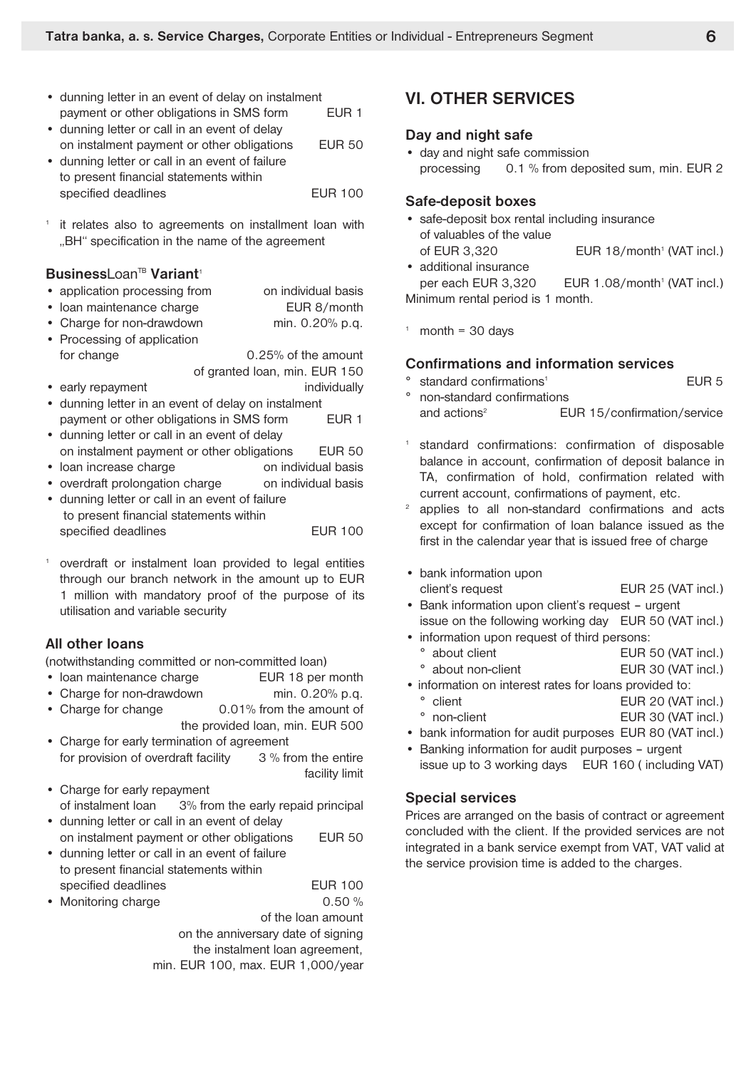- dunning letter in an event of delay on instalment payment or other obligations in SMS form EUR 1
- dunning letter or call in an event of delay on instalment payment or other obligations EUR 50
- dunning letter or call in an event of failure to present financial statements within specified deadlines EUR 100

[1] it relates also to agreements on installment loan with „BH" specification in the name of the agreement

### BusinessLoan[TB] Variant[1]

- application processing from on individual basis
- loan maintenance charge EUR 8/month
- Charge for non-drawdown min. 0.20% p.q.
- Processing of application for change 0.25% of the amount of granted loan, min. EUR 150
- early repayment individually
- dunning letter in an event of delay on instalment payment or other obligations in SMS form EUR 1
- dunning letter or call in an event of delay on instalment payment or other obligations EUR 50
- loan increase charge on individual basis
- overdraft prolongation charge on individual basis
- dunning letter or call in an event of failure to present financial statements within specified deadlines EUR 100

[1] overdraft or instalment loan provided to legal entities through our branch network in the amount up to EUR 1 million with mandatory proof of the purpose of its utilisation and variable security

### All other loans

(notwithstanding committed or non-committed loan)

- loan maintenance charge EUR 18 per month
- Charge for non-drawdown min. 0.20% p.q.
- Charge for change 0.01% from the amount of the provided loan, min. EUR 500
- Charge for early termination of agreement for provision of overdraft facility 3 % from the entire facility limit
- Charge for early repayment of instalment loan 3% from the early repaid principal
- dunning letter or call in an event of delay on instalment payment or other obligations EUR 50
- dunning letter or call in an event of failure to present financial statements within specified deadlines EUR 100
- Monitoring charge 0.50 % of the loan amount on the anniversary date of signing the instalment loan agreement, min. EUR 100, max. EUR 1,000/year

## VI. OTHER SERVICES

### Day and night safe

- day and night safe commission processing 0.1 % from deposited sum, min. EUR 2

### Safe-deposit boxes

- safe-deposit box rental including insurance of valuables of the value of EUR 3,320 EUR 18/month[1] (VAT incl.)
- additional insurance per each EUR 3,320 EUR 1.08/month[1] (VAT incl.)

Minimum rental period is 1 month.

[1] month = 30 days

### Confirmations and information services

° standard confirmations[1] EUR 5
° non-standard confirmations and actions[2] EUR 15/confirmation/service

[1] standard confirmations: confirmation of disposable balance in account, confirmation of deposit balance in TA, confirmation of hold, confirmation related with current account, confirmations of payment, etc.

[2] applies to all non-standard confirmations and acts except for confirmation of loan balance issued as the first in the calendar year that is issued free of charge

- bank information upon client's request EUR 25 (VAT incl.)
- Bank information upon client's request – urgent issue on the following working day EUR 50 (VAT incl.)
- information upon request of third persons:
  - ° about client EUR 50 (VAT incl.)
  - ° about non-client EUR 30 (VAT incl.)
- information on interest rates for loans provided to:
  - ° client EUR 20 (VAT incl.)
  - ° non-client EUR 30 (VAT incl.)
- bank information for audit purposes EUR 80 (VAT incl.)
- Banking information for audit purposes – urgent issue up to 3 working days EUR 160 ( including VAT)

### Special services

Prices are arranged on the basis of contract or agreement concluded with the client. If the provided services are not integrated in a bank service exempt from VAT, VAT valid at the service provision time is added to the charges.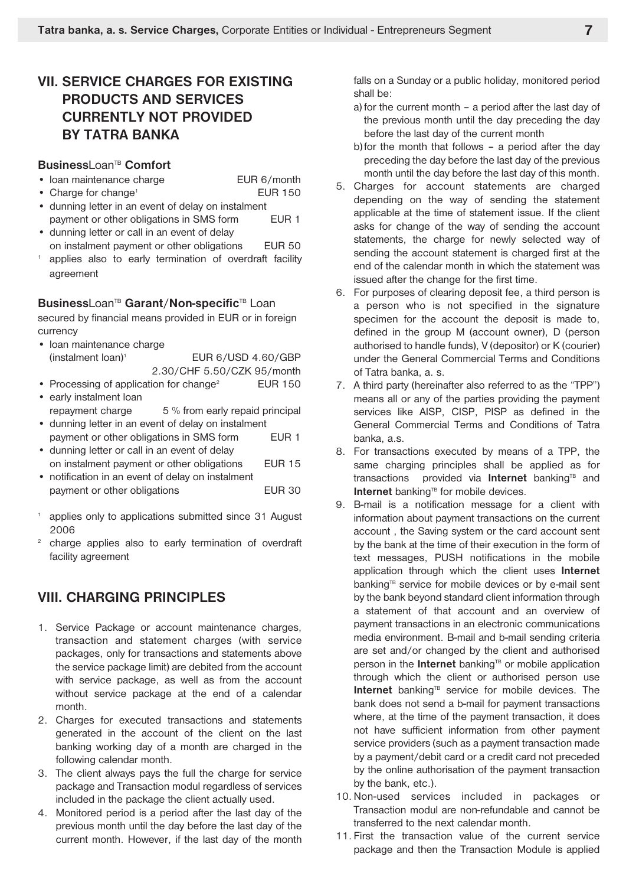## VII. SERVICE CHARGES FOR EXISTING PRODUCTS AND SERVICES CURRENTLY NOT PROVIDED BY TATRA BANKA

### **Business**Loan[TB] **Comfort**

- loan maintenance charge EUR 6/month
- Charge for change[1] EUR 150
- dunning letter in an event of delay on instalment payment or other obligations in SMS form EUR 1
- dunning letter or call in an event of delay on instalment payment or other obligations EUR 50

[1] applies also to early termination of overdraft facility agreement

### **Business**Loan[TB] **Garant/Non-specific**[TB] Loan

secured by financial means provided in EUR or in foreign currency

- loan maintenance charge (instalment loan)[1] EUR 6/USD 4.60/GBP 2.30/CHF 5.50/CZK 95/month
- Processing of application for change[2] EUR 150
- early instalment loan repayment charge 5 % from early repaid principal
- dunning letter in an event of delay on instalment payment or other obligations in SMS form EUR 1
- dunning letter or call in an event of delay on instalment payment or other obligations EUR 15
- notification in an event of delay on instalment payment or other obligations EUR 30

[1] applies only to applications submitted since 31 August 2006

[2] charge applies also to early termination of overdraft facility agreement

## VIII. CHARGING PRINCIPLES

1. Service Package or account maintenance charges, transaction and statement charges (with service packages, only for transactions and statements above the service package limit) are debited from the account with service package, as well as from the account without service package at the end of a calendar month.
2. Charges for executed transactions and statements generated in the account of the client on the last banking working day of a month are charged in the following calendar month.
3. The client always pays the full the charge for service package and Transaction modul regardless of services included in the package the client actually used.
4. Monitored period is a period after the last day of the previous month until the day before the last day of the current month. However, if the last day of the month falls on a Sunday or a public holiday, monitored period shall be:
   a) for the current month – a period after the last day of the previous month until the day preceding the day before the last day of the current month
   b) for the month that follows – a period after the day preceding the day before the last day of the previous month until the day before the last day of this month.
5. Charges for account statements are charged depending on the way of sending the statement applicable at the time of statement issue. If the client asks for change of the way of sending the account statements, the charge for newly selected way of sending the account statement is charged first at the end of the calendar month in which the statement was issued after the change for the first time.
6. For purposes of clearing deposit fee, a third person is a person who is not specified in the signature specimen for the account the deposit is made to, defined in the group M (account owner), D (person authorised to handle funds), V (depositor) or K (courier) under the General Commercial Terms and Conditions of Tatra banka, a. s.
7. A third party (hereinafter also referred to as the "TPP") means all or any of the parties providing the payment services like AISP, CISP, PISP as defined in the General Commercial Terms and Conditions of Tatra banka, a.s.
8. For transactions executed by means of a TPP, the same charging principles shall be applied as for transactions provided via **Internet** banking[TB] and **Internet** banking[TB] for mobile devices.
9. B-mail is a notification message for a client with information about payment transactions on the current account , the Saving system or the card account sent by the bank at the time of their execution in the form of text messages, PUSH notifications in the mobile application through which the client uses **Internet** banking[TB] service for mobile devices or by e-mail sent by the bank beyond standard client information through a statement of that account and an overview of payment transactions in an electronic communications media environment. B-mail and b-mail sending criteria are set and/or changed by the client and authorised person in the **Internet** banking[TB] or mobile application through which the client or authorised person use **Internet** banking[TB] service for mobile devices. The bank does not send a b-mail for payment transactions where, at the time of the payment transaction, it does not have sufficient information from other payment service providers (such as a payment transaction made by a payment/debit card or a credit card not preceded by the online authorisation of the payment transaction by the bank, etc.).
10. Non-used services included in packages or Transaction modul are non-refundable and cannot be transferred to the next calendar month.
11. First the transaction value of the current service package and then the Transaction Module is applied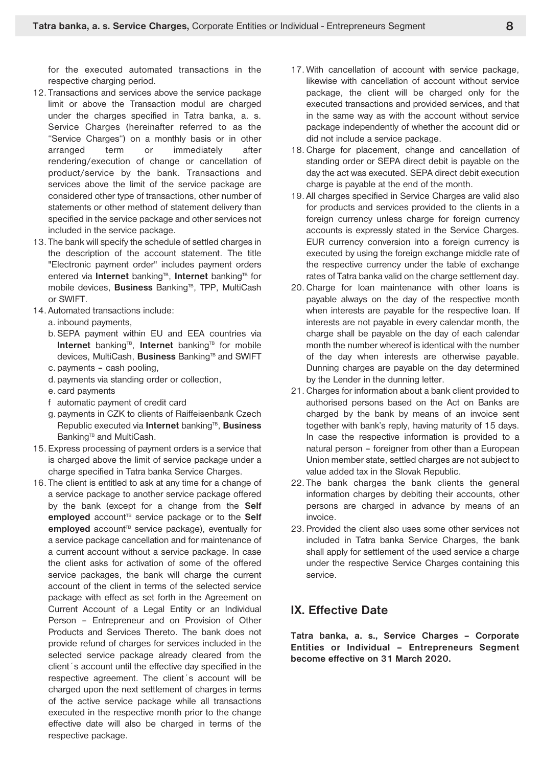for the executed automated transactions in the respective charging period.

12. Transactions and services above the service package limit or above the Transaction modul are charged under the charges specified in Tatra banka, a. s. Service Charges (hereinafter referred to as the "Service Charges") on a monthly basis or in other arranged term or immediately after rendering/execution of change or cancellation of product/service by the bank. Transactions and services above the limit of the service package are considered other type of transactions, other number of statements or other method of statement delivery than specified in the service package and other services not included in the service package.
13. The bank will specify the schedule of settled charges in the description of the account statement. The title "Electronic payment order" includes payment orders entered via **Internet** banking[TB], **Internet** banking[TB] for mobile devices, **Business** Banking[TB], TPP, MultiCash or SWIFT.
14. Automated transactions include:
    a. inbound payments,
    b. SEPA payment within EU and EEA countries via **Internet** banking[TB], **Internet** banking[TB] for mobile devices, MultiCash, **Business** Banking[TB] and SWIFT
    c. payments – cash pooling,
    d. payments via standing order or collection,
    e. card payments
    f automatic payment of credit card
    g. payments in CZK to clients of Raiffeisenbank Czech Republic executed via **Internet** banking[TB], **Business** Banking[TB] and MultiCash.
15. Express processing of payment orders is a service that is charged above the limit of service package under a charge specified in Tatra banka Service Charges.
16. The client is entitled to ask at any time for a change of a service package to another service package offered by the bank (except for a change from the **Self employed** account[TB] service package or to the **Self employed** account[TB] service package), eventually for a service package cancellation and for maintenance of a current account without a service package. In case the client asks for activation of some of the offered service packages, the bank will charge the current account of the client in terms of the selected service package with effect as set forth in the Agreement on Current Account of a Legal Entity or an Individual Person – Entrepreneur and on Provision of Other Products and Services Thereto. The bank does not provide refund of charges for services included in the selected service package already cleared from the client´s account until the effective day specified in the respective agreement. The client´s account will be charged upon the next settlement of charges in terms of the active service package while all transactions executed in the respective month prior to the change effective date will also be charged in terms of the respective package.
17. With cancellation of account with service package, likewise with cancellation of account without service package, the client will be charged only for the executed transactions and provided services, and that in the same way as with the account without service package independently of whether the account did or did not include a service package.
18. Charge for placement, change and cancellation of standing order or SEPA direct debit is payable on the day the act was executed. SEPA direct debit execution charge is payable at the end of the month.
19. All charges specified in Service Charges are valid also for products and services provided to the clients in a foreign currency unless charge for foreign currency accounts is expressly stated in the Service Charges. EUR currency conversion into a foreign currency is executed by using the foreign exchange middle rate of the respective currency under the table of exchange rates of Tatra banka valid on the charge settlement day.
20. Charge for loan maintenance with other loans is payable always on the day of the respective month when interests are payable for the respective loan. If interests are not payable in every calendar month, the charge shall be payable on the day of each calendar month the number whereof is identical with the number of the day when interests are otherwise payable. Dunning charges are payable on the day determined by the Lender in the dunning letter.
21. Charges for information about a bank client provided to authorised persons based on the Act on Banks are charged by the bank by means of an invoice sent together with bank's reply, having maturity of 15 days. In case the respective information is provided to a natural person – foreigner from other than a European Union member state, settled charges are not subject to value added tax in the Slovak Republic.
22. The bank charges the bank clients the general information charges by debiting their accounts, other persons are charged in advance by means of an invoice.
23. Provided the client also uses some other services not included in Tatra banka Service Charges, the bank shall apply for settlement of the used service a charge under the respective Service Charges containing this service.

## IX. Effective Date

**Tatra banka, a. s., Service Charges – Corporate Entities or Individual – Entrepreneurs Segment become effective on 31 March 2020.**